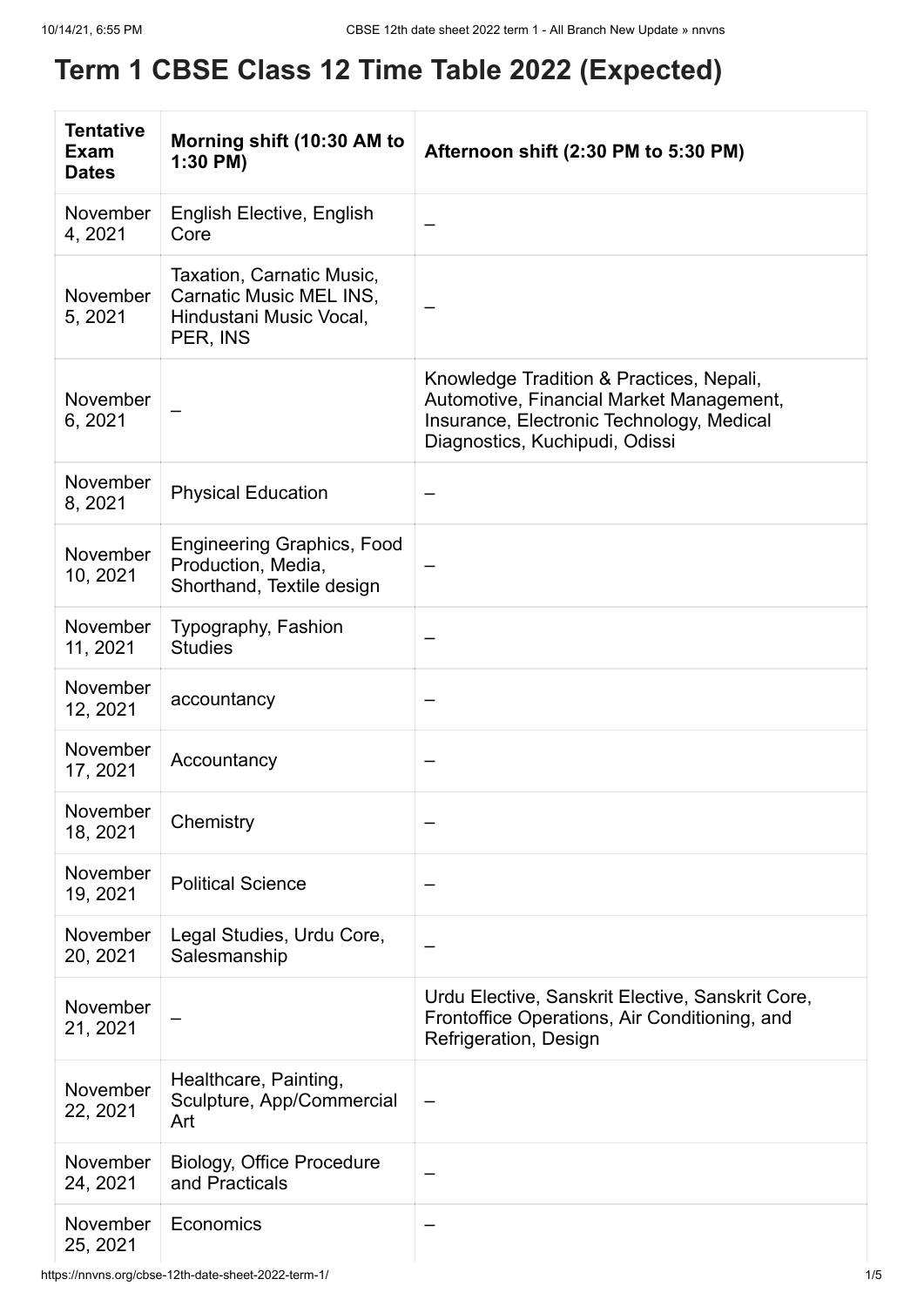# Term 1 CBSE Class 12 Time Table 2022 (Expected)

| Tentative Exam Dates | Morning shift (10:30 AM to 1:30 PM) | Afternoon shift (2:30 PM to 5:30 PM) |
|---|---|---|
| November 4, 2021 | English Elective, English Core | – |
| November 5, 2021 | Taxation, Carnatic Music, Carnatic Music MEL INS, Hindustani Music Vocal, PER, INS | – |
| November 6, 2021 | – | Knowledge Tradition & Practices, Nepali, Automotive, Financial Market Management, Insurance, Electronic Technology, Medical Diagnostics, Kuchipudi, Odissi |
| November 8, 2021 | Physical Education | – |
| November 10, 2021 | Engineering Graphics, Food Production, Media, Shorthand, Textile design | – |
| November 11, 2021 | Typography, Fashion Studies | – |
| November 12, 2021 | accountancy | – |
| November 17, 2021 | Accountancy | – |
| November 18, 2021 | Chemistry | – |
| November 19, 2021 | Political Science | – |
| November 20, 2021 | Legal Studies, Urdu Core, Salesmanship | – |
| November 21, 2021 | – | Urdu Elective, Sanskrit Elective, Sanskrit Core, Frontoffice Operations, Air Conditioning, and Refrigeration, Design |
| November 22, 2021 | Healthcare, Painting, Sculpture, App/Commercial Art | – |
| November 24, 2021 | Biology, Office Procedure and Practicals | – |
| November 25, 2021 | Economics | – |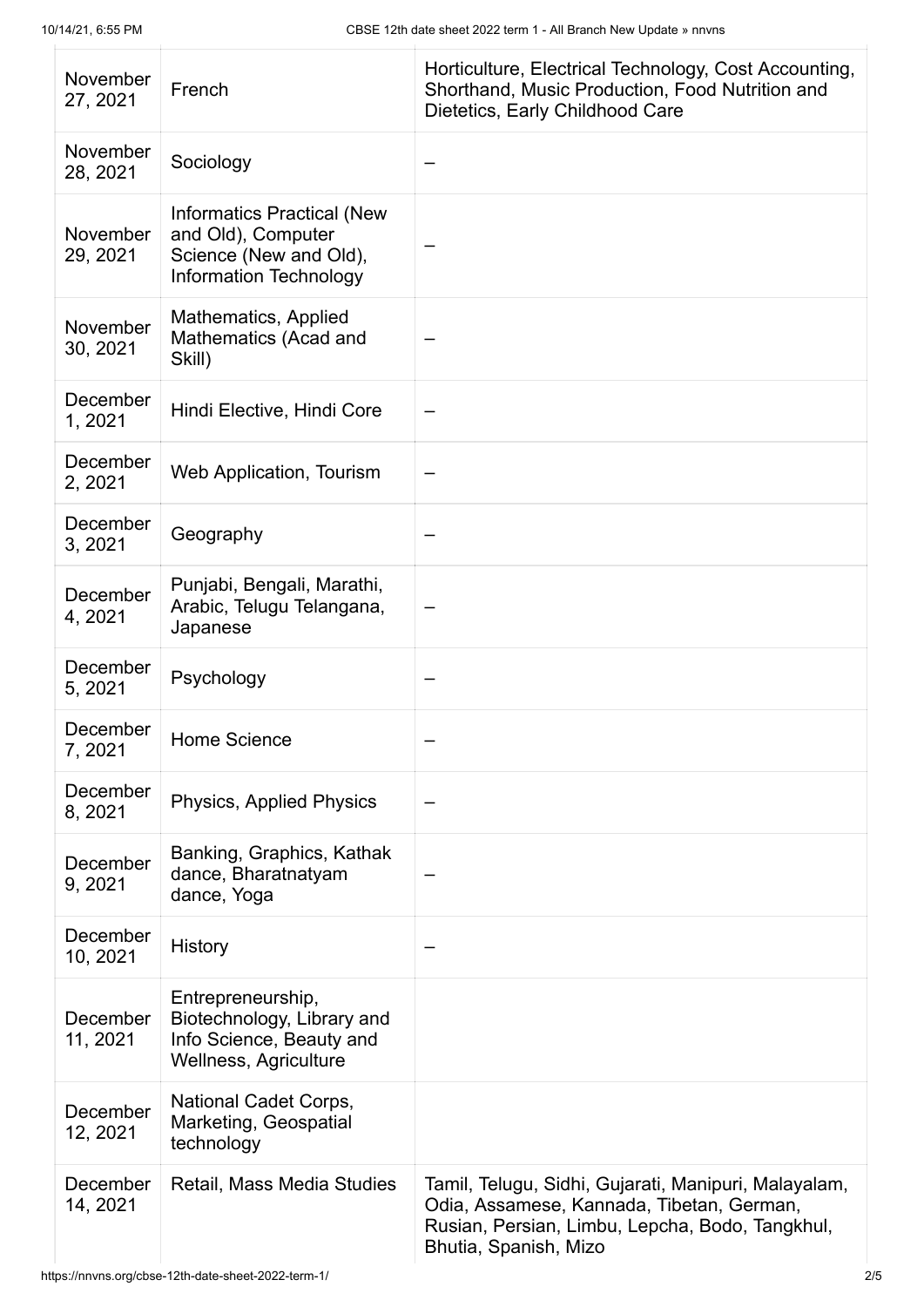| | | |
|---|---|---|
| November 27, 2021 | French | Horticulture, Electrical Technology, Cost Accounting, Shorthand, Music Production, Food Nutrition and Dietetics, Early Childhood Care |
| November 28, 2021 | Sociology | – |
| November 29, 2021 | Informatics Practical (New and Old), Computer Science (New and Old), Information Technology | – |
| November 30, 2021 | Mathematics, Applied Mathematics (Acad and Skill) | – |
| December 1, 2021 | Hindi Elective, Hindi Core | – |
| December 2, 2021 | Web Application, Tourism | – |
| December 3, 2021 | Geography | – |
| December 4, 2021 | Punjabi, Bengali, Marathi, Arabic, Telugu Telangana, Japanese | – |
| December 5, 2021 | Psychology | – |
| December 7, 2021 | Home Science | – |
| December 8, 2021 | Physics, Applied Physics | – |
| December 9, 2021 | Banking, Graphics, Kathak dance, Bharatnatyam dance, Yoga | – |
| December 10, 2021 | History | – |
| December 11, 2021 | Entrepreneurship, Biotechnology, Library and Info Science, Beauty and Wellness, Agriculture | |
| December 12, 2021 | National Cadet Corps, Marketing, Geospatial technology | |
| December 14, 2021 | Retail, Mass Media Studies | Tamil, Telugu, Sidhi, Gujarati, Manipuri, Malayalam, Odia, Assamese, Kannada, Tibetan, German, Rusian, Persian, Limbu, Lepcha, Bodo, Tangkhul, Bhutia, Spanish, Mizo |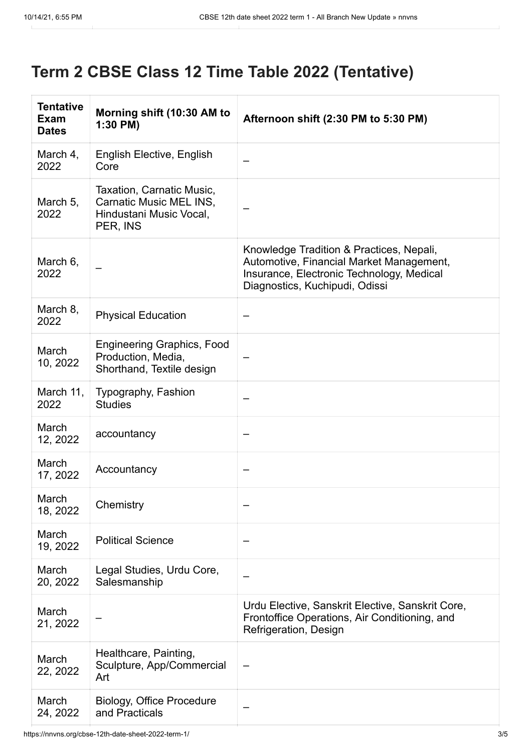## Term 2 CBSE Class 12 Time Table 2022 (Tentative)

| Tentative Exam Dates | Morning shift (10:30 AM to 1:30 PM) | Afternoon shift (2:30 PM to 5:30 PM) |
|---|---|---|
| March 4, 2022 | English Elective, English Core | – |
| March 5, 2022 | Taxation, Carnatic Music, Carnatic Music MEL INS, Hindustani Music Vocal, PER, INS | – |
| March 6, 2022 | – | Knowledge Tradition & Practices, Nepali, Automotive, Financial Market Management, Insurance, Electronic Technology, Medical Diagnostics, Kuchipudi, Odissi |
| March 8, 2022 | Physical Education | – |
| March 10, 2022 | Engineering Graphics, Food Production, Media, Shorthand, Textile design | – |
| March 11, 2022 | Typography, Fashion Studies | – |
| March 12, 2022 | accountancy | – |
| March 17, 2022 | Accountancy | – |
| March 18, 2022 | Chemistry | – |
| March 19, 2022 | Political Science | – |
| March 20, 2022 | Legal Studies, Urdu Core, Salesmanship | – |
| March 21, 2022 | – | Urdu Elective, Sanskrit Elective, Sanskrit Core, Frontoffice Operations, Air Conditioning, and Refrigeration, Design |
| March 22, 2022 | Healthcare, Painting, Sculpture, App/Commercial Art | – |
| March 24, 2022 | Biology, Office Procedure and Practicals | – |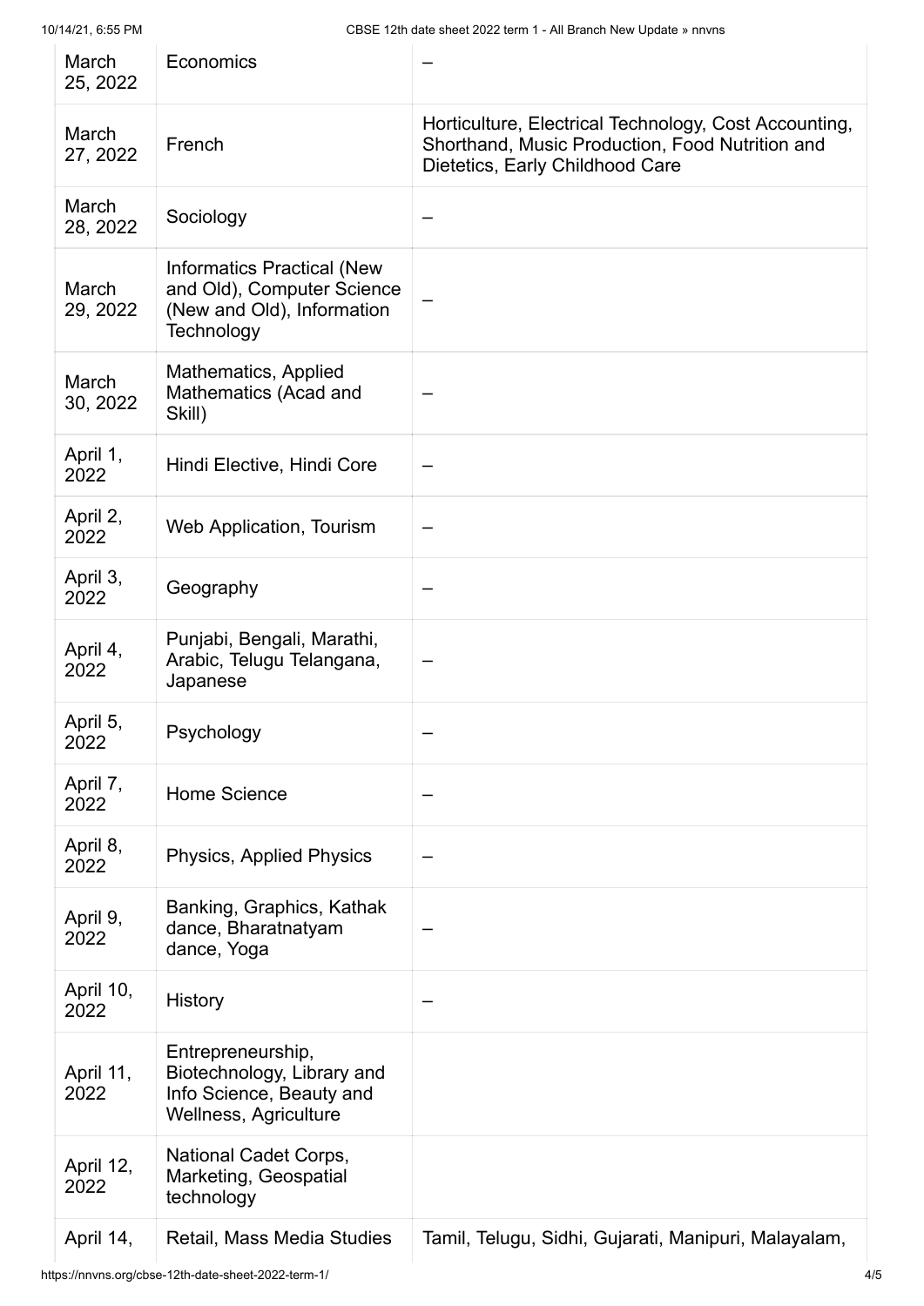| | | |
|---|---|---|
| March 25, 2022 | Economics | – |
| March 27, 2022 | French | Horticulture, Electrical Technology, Cost Accounting, Shorthand, Music Production, Food Nutrition and Dietetics, Early Childhood Care |
| March 28, 2022 | Sociology | – |
| March 29, 2022 | Informatics Practical (New and Old), Computer Science (New and Old), Information Technology | – |
| March 30, 2022 | Mathematics, Applied Mathematics (Acad and Skill) | – |
| April 1, 2022 | Hindi Elective, Hindi Core | – |
| April 2, 2022 | Web Application, Tourism | – |
| April 3, 2022 | Geography | – |
| April 4, 2022 | Punjabi, Bengali, Marathi, Arabic, Telugu Telangana, Japanese | – |
| April 5, 2022 | Psychology | – |
| April 7, 2022 | Home Science | – |
| April 8, 2022 | Physics, Applied Physics | – |
| April 9, 2022 | Banking, Graphics, Kathak dance, Bharatnatyam dance, Yoga | – |
| April 10, 2022 | History | – |
| April 11, 2022 | Entrepreneurship, Biotechnology, Library and Info Science, Beauty and Wellness, Agriculture | |
| April 12, 2022 | National Cadet Corps, Marketing, Geospatial technology | |
| April 14, | Retail, Mass Media Studies | Tamil, Telugu, Sidhi, Gujarati, Manipuri, Malayalam, |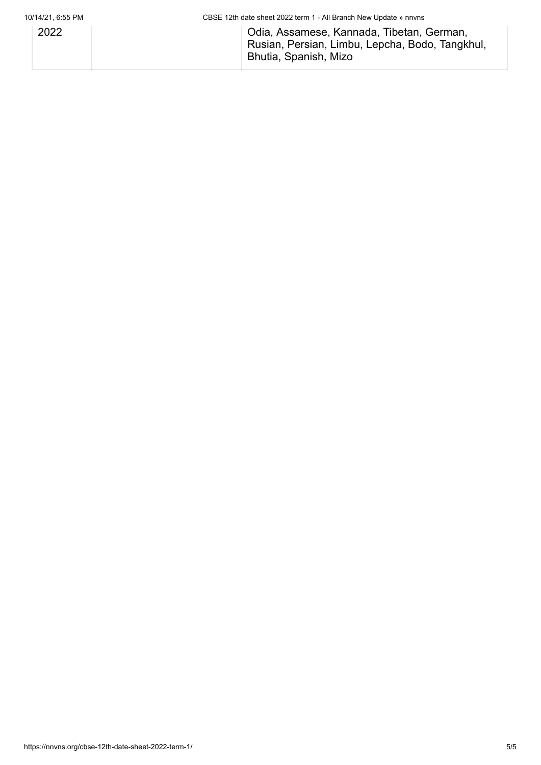| | | |
|---|---|---|
| 2022 | | Odia, Assamese, Kannada, Tibetan, German, Rusian, Persian, Limbu, Lepcha, Bodo, Tangkhul, Bhutia, Spanish, Mizo |